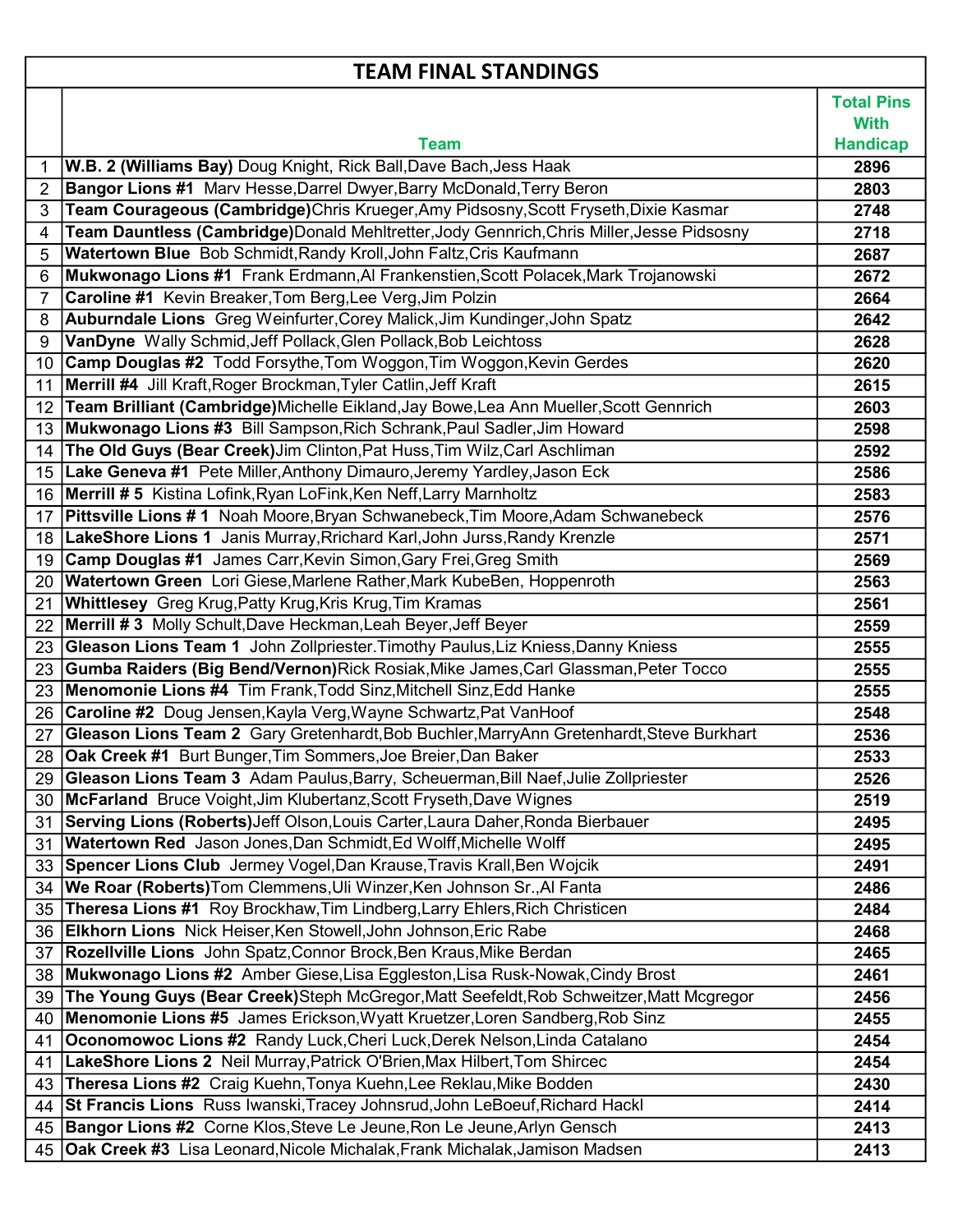# TEAM FINAL STANDINGS

| | Team | Total Pins With Handicap |
|---|---|---|
| 1 | **W.B. 2 (Williams Bay)** Doug Knight, Rick Ball,Dave Bach,Jess Haak | 2896 |
| 2 | **Bangor Lions #1** Marv Hesse,Darrel Dwyer,Barry McDonald,Terry Beron | 2803 |
| 3 | **Team Courageous (Cambridge)**Chris Krueger,Amy Pidsosny,Scott Fryseth,Dixie Kasmar | 2748 |
| 4 | **Team Dauntless (Cambridge)**Donald Mehltretter,Jody Gennrich,Chris Miller,Jesse Pidsosny | 2718 |
| 5 | **Watertown Blue** Bob Schmidt,Randy Kroll,John Faltz,Cris Kaufmann | 2687 |
| 6 | **Mukwonago Lions #1** Frank Erdmann,Al Frankenstien,Scott Polacek,Mark Trojanowski | 2672 |
| 7 | **Caroline #1** Kevin Breaker,Tom Berg,Lee Verg,Jim Polzin | 2664 |
| 8 | **Auburndale Lions** Greg Weinfurter,Corey Malick,Jim Kundinger,John Spatz | 2642 |
| 9 | **VanDyne** Wally Schmid,Jeff Pollack,Glen Pollack,Bob Leichtoss | 2628 |
| 10 | **Camp Douglas #2** Todd Forsythe,Tom Woggon,Tim Woggon,Kevin Gerdes | 2620 |
| 11 | **Merrill #4** Jill Kraft,Roger Brockman,Tyler Catlin,Jeff Kraft | 2615 |
| 12 | **Team Brilliant (Cambridge)**Michelle Eikland,Jay Bowe,Lea Ann Mueller,Scott Gennrich | 2603 |
| 13 | **Mukwonago Lions #3** Bill Sampson,Rich Schrank,Paul Sadler,Jim Howard | 2598 |
| 14 | **The Old Guys (Bear Creek)**Jim Clinton,Pat Huss,Tim Wilz,Carl Aschliman | 2592 |
| 15 | **Lake Geneva #1** Pete Miller,Anthony Dimauro,Jeremy Yardley,Jason Eck | 2586 |
| 16 | **Merrill # 5** Kistina Lofink,Ryan LoFink,Ken Neff,Larry Marnholtz | 2583 |
| 17 | **Pittsville Lions # 1** Noah Moore,Bryan Schwanebeck,Tim Moore,Adam Schwanebeck | 2576 |
| 18 | **LakeShore Lions 1** Janis Murray,Rrichard Karl,John Jurss,Randy Krenzle | 2571 |
| 19 | **Camp Douglas #1** James Carr,Kevin Simon,Gary Frei,Greg Smith | 2569 |
| 20 | **Watertown Green** Lori Giese,Marlene Rather,Mark KubeBen, Hoppenroth | 2563 |
| 21 | **Whittlesey** Greg Krug,Patty Krug,Kris Krug,Tim Kramas | 2561 |
| 22 | **Merrill # 3** Molly Schult,Dave Heckman,Leah Beyer,Jeff Beyer | 2559 |
| 23 | **Gleason Lions Team 1** John Zollpriester.Timothy Paulus,Liz Kniess,Danny Kniess | 2555 |
| 23 | **Gumba Raiders (Big Bend/Vernon)**Rick Rosiak,Mike James,Carl Glassman,Peter Tocco | 2555 |
| 23 | **Menomonie Lions #4** Tim Frank,Todd Sinz,Mitchell Sinz,Edd Hanke | 2555 |
| 26 | **Caroline #2** Doug Jensen,Kayla Verg,Wayne Schwartz,Pat VanHoof | 2548 |
| 27 | **Gleason Lions Team 2** Gary Gretenhardt,Bob Buchler,MarryAnn Gretenhardt,Steve Burkhart | 2536 |
| 28 | **Oak Creek #1** Burt Bunger,Tim Sommers,Joe Breier,Dan Baker | 2533 |
| 29 | **Gleason Lions Team 3** Adam Paulus,Barry, Scheuerman,Bill Naef,Julie Zollpriester | 2526 |
| 30 | **McFarland** Bruce Voight,Jim Klubertanz,Scott Fryseth,Dave Wignes | 2519 |
| 31 | **Serving Lions (Roberts)**Jeff Olson,Louis Carter,Laura Daher,Ronda Bierbauer | 2495 |
| 31 | **Watertown Red** Jason Jones,Dan Schmidt,Ed Wolff,Michelle Wolff | 2495 |
| 33 | **Spencer Lions Club** Jermey Vogel,Dan Krause,Travis Krall,Ben Wojcik | 2491 |
| 34 | **We Roar (Roberts)**Tom Clemmens,Uli Winzer,Ken Johnson Sr.,Al Fanta | 2486 |
| 35 | **Theresa Lions #1** Roy Brockhaw,Tim Lindberg,Larry Ehlers,Rich Christicen | 2484 |
| 36 | **Elkhorn Lions** Nick Heiser,Ken Stowell,John Johnson,Eric Rabe | 2468 |
| 37 | **Rozellville Lions** John Spatz,Connor Brock,Ben Kraus,Mike Berdan | 2465 |
| 38 | **Mukwonago Lions #2** Amber Giese,Lisa Eggleston,Lisa Rusk-Nowak,Cindy Brost | 2461 |
| 39 | **The Young Guys (Bear Creek)**Steph McGregor,Matt Seefeldt,Rob Schweitzer,Matt Mcgregor | 2456 |
| 40 | **Menomonie Lions #5** James Erickson,Wyatt Kruetzer,Loren Sandberg,Rob Sinz | 2455 |
| 41 | **Oconomowoc Lions #2** Randy Luck,Cheri Luck,Derek Nelson,Linda Catalano | 2454 |
| 41 | **LakeShore Lions 2** Neil Murray,Patrick O'Brien,Max Hilbert,Tom Shircec | 2454 |
| 43 | **Theresa Lions #2** Craig Kuehn,Tonya Kuehn,Lee Reklau,Mike Bodden | 2430 |
| 44 | **St Francis Lions** Russ Iwanski,Tracey Johnsrud,John LeBoeuf,Richard Hackl | 2414 |
| 45 | **Bangor Lions #2** Corne Klos,Steve Le Jeune,Ron Le Jeune,Arlyn Gensch | 2413 |
| 45 | **Oak Creek #3** Lisa Leonard,Nicole Michalak,Frank Michalak,Jamison Madsen | 2413 |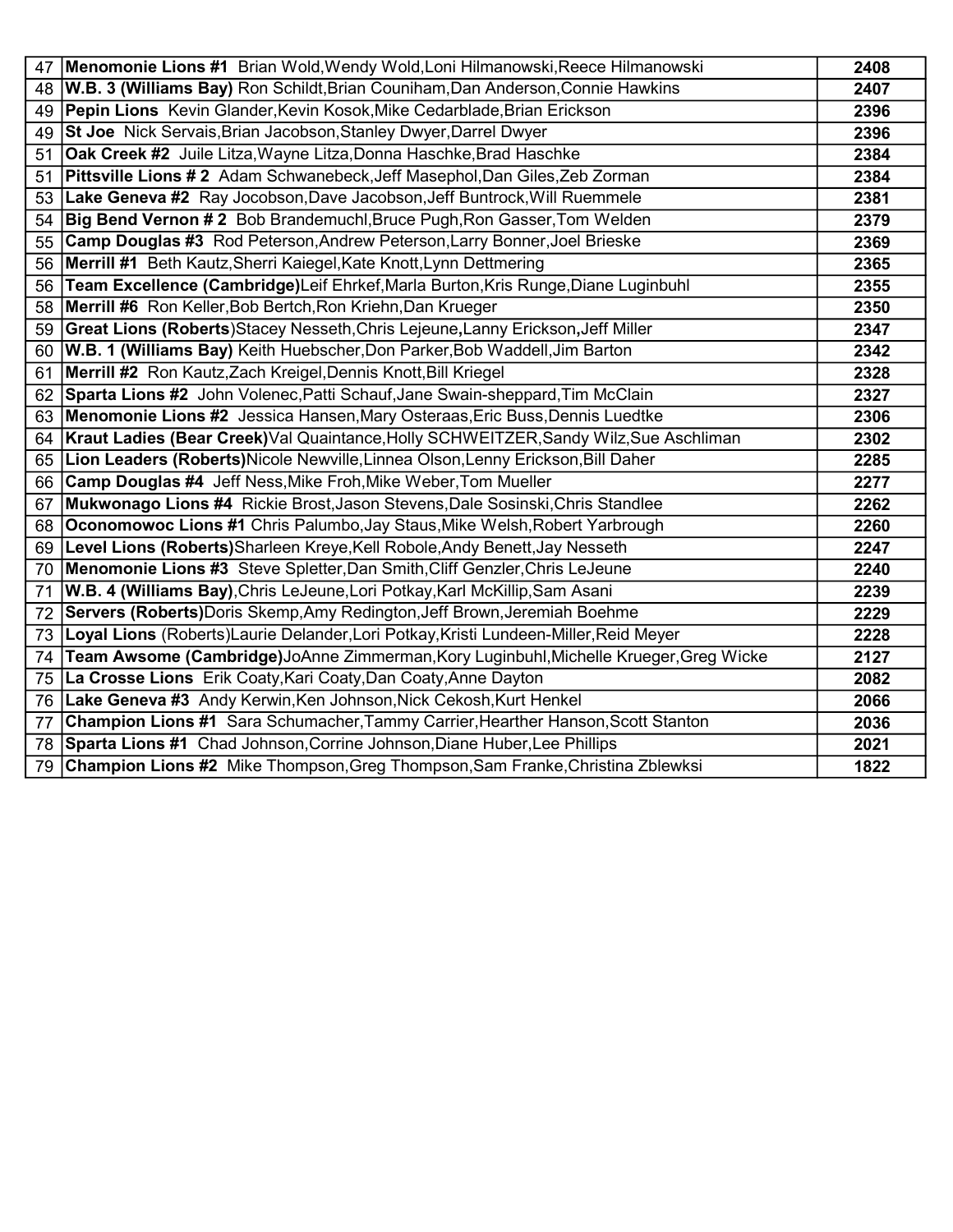| | | |
|---|---|---|
| 47 | **Menomonie Lions #1** Brian Wold,Wendy Wold,Loni Hilmanowski,Reece Hilmanowski | **2408** |
| 48 | **W.B. 3 (Williams Bay)** Ron Schildt,Brian Couniham,Dan Anderson,Connie Hawkins | **2407** |
| 49 | **Pepin Lions** Kevin Glander,Kevin Kosok,Mike Cedarblade,Brian Erickson | **2396** |
| 49 | **St Joe** Nick Servais,Brian Jacobson,Stanley Dwyer,Darrel Dwyer | **2396** |
| 51 | **Oak Creek #2** Juile Litza,Wayne Litza,Donna Haschke,Brad Haschke | **2384** |
| 51 | **Pittsville Lions # 2** Adam Schwanebeck,Jeff Masephol,Dan Giles,Zeb Zorman | **2384** |
| 53 | **Lake Geneva #2** Ray Jocobson,Dave Jacobson,Jeff Buntrock,Will Ruemmele | **2381** |
| 54 | **Big Bend Vernon # 2** Bob Brandemuchl,Bruce Pugh,Ron Gasser,Tom Welden | **2379** |
| 55 | **Camp Douglas #3** Rod Peterson,Andrew Peterson,Larry Bonner,Joel Brieske | **2369** |
| 56 | **Merrill #1** Beth Kautz,Sherri Kaiegel,Kate Knott,Lynn Dettmering | **2365** |
| 56 | **Team Excellence (Cambridge)**Leif Ehrkef,Marla Burton,Kris Runge,Diane Luginbuhl | **2355** |
| 58 | **Merrill #6** Ron Keller,Bob Bertch,Ron Kriehn,Dan Krueger | **2350** |
| 59 | **Great Lions (Roberts)**Stacey Nesseth,Chris Lejeune**,**Lanny Erickson**,**Jeff Miller | **2347** |
| 60 | **W.B. 1 (Williams Bay)** Keith Huebscher,Don Parker,Bob Waddell,Jim Barton | **2342** |
| 61 | **Merrill #2** Ron Kautz,Zach Kreigel,Dennis Knott,Bill Kriegel | **2328** |
| 62 | **Sparta Lions #2** John Volenec,Patti Schauf,Jane Swain-sheppard,Tim McClain | **2327** |
| 63 | **Menomonie Lions #2** Jessica Hansen,Mary Osteraas,Eric Buss,Dennis Luedtke | **2306** |
| 64 | **Kraut Ladies (Bear Creek)**Val Quaintance,Holly SCHWEITZER,Sandy Wilz,Sue Aschliman | **2302** |
| 65 | **Lion Leaders (Roberts)**Nicole Newville,Linnea Olson,Lenny Erickson,Bill Daher | **2285** |
| 66 | **Camp Douglas #4** Jeff Ness,Mike Froh,Mike Weber,Tom Mueller | **2277** |
| 67 | **Mukwonago Lions #4** Rickie Brost,Jason Stevens,Dale Sosinski,Chris Standlee | **2262** |
| 68 | **Oconomowoc Lions #1** Chris Palumbo,Jay Staus,Mike Welsh,Robert Yarbrough | **2260** |
| 69 | **Level Lions (Roberts)**Sharleen Kreye,Kell Robole,Andy Benett,Jay Nesseth | **2247** |
| 70 | **Menomonie Lions #3** Steve Spletter,Dan Smith,Cliff Genzler,Chris LeJeune | **2240** |
| 71 | **W.B. 4 (Williams Bay)**,Chris LeJeune,Lori Potkay,Karl McKillip,Sam Asani | **2239** |
| 72 | **Servers (Roberts)**Doris Skemp,Amy Redington,Jeff Brown,Jeremiah Boehme | **2229** |
| 73 | **Loyal Lions** (Roberts)Laurie Delander,Lori Potkay,Kristi Lundeen-Miller,Reid Meyer | **2228** |
| 74 | **Team Awsome (Cambridge)**JoAnne Zimmerman,Kory Luginbuhl,Michelle Krueger,Greg Wicke | **2127** |
| 75 | **La Crosse Lions** Erik Coaty,Kari Coaty,Dan Coaty,Anne Dayton | **2082** |
| 76 | **Lake Geneva #3** Andy Kerwin,Ken Johnson,Nick Cekosh,Kurt Henkel | **2066** |
| 77 | **Champion Lions #1** Sara Schumacher,Tammy Carrier,Hearther Hanson,Scott Stanton | **2036** |
| 78 | **Sparta Lions #1** Chad Johnson,Corrine Johnson,Diane Huber,Lee Phillips | **2021** |
| 79 | **Champion Lions #2** Mike Thompson,Greg Thompson,Sam Franke,Christina Zblewksi | **1822** |